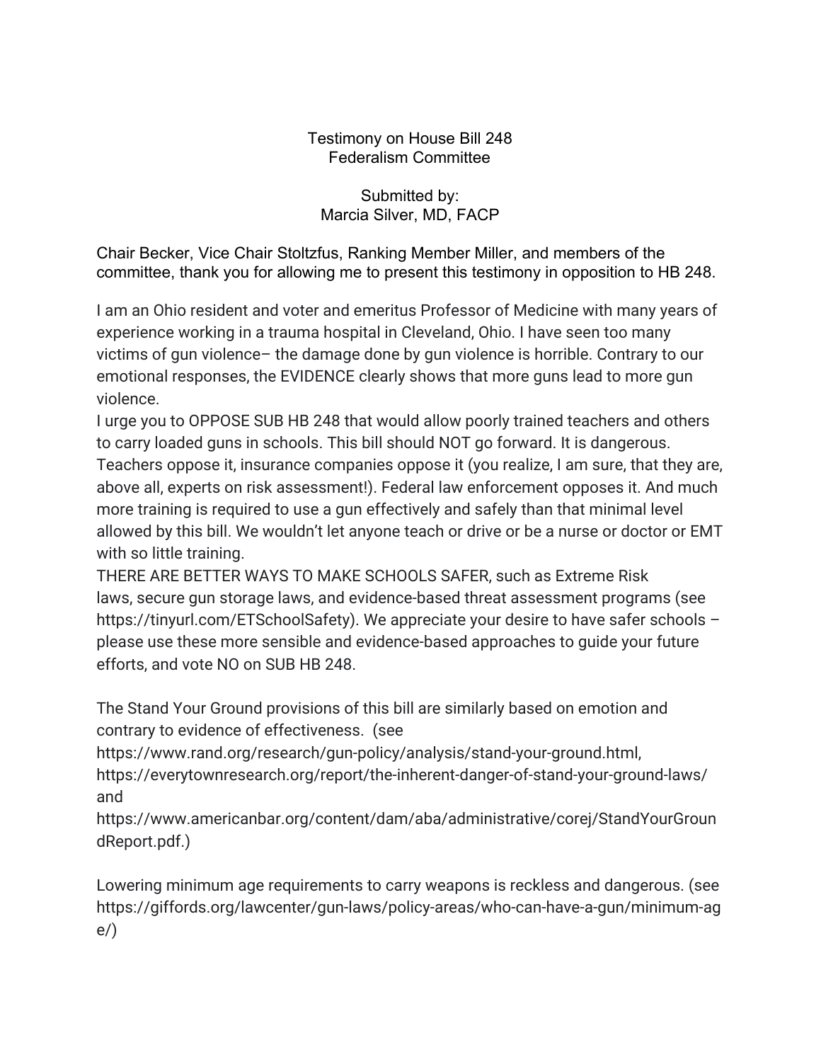Testimony on House Bill 248
Federalism Committee

Submitted by:
Marcia Silver, MD, FACP

Chair Becker, Vice Chair Stoltzfus, Ranking Member Miller, and members of the committee, thank you for allowing me to present this testimony in opposition to HB 248.

I am an Ohio resident and voter and emeritus Professor of Medicine with many years of experience working in a trauma hospital in Cleveland, Ohio. I have seen too many victims of gun violence– the damage done by gun violence is horrible. Contrary to our emotional responses, the EVIDENCE clearly shows that more guns lead to more gun violence.

I urge you to OPPOSE SUB HB 248 that would allow poorly trained teachers and others to carry loaded guns in schools. This bill should NOT go forward. It is dangerous. Teachers oppose it, insurance companies oppose it (you realize, I am sure, that they are, above all, experts on risk assessment!). Federal law enforcement opposes it. And much more training is required to use a gun effectively and safely than that minimal level allowed by this bill. We wouldn't let anyone teach or drive or be a nurse or doctor or EMT with so little training.

THERE ARE BETTER WAYS TO MAKE SCHOOLS SAFER, such as Extreme Risk laws, secure gun storage laws, and evidence-based threat assessment programs (see https://tinyurl.com/ETSchoolSafety). We appreciate your desire to have safer schools – please use these more sensible and evidence-based approaches to guide your future efforts, and vote NO on SUB HB 248.

The Stand Your Ground provisions of this bill are similarly based on emotion and contrary to evidence of effectiveness. (see https://www.rand.org/research/gun-policy/analysis/stand-your-ground.html, https://everytownresearch.org/report/the-inherent-danger-of-stand-your-ground-laws/ and https://www.americanbar.org/content/dam/aba/administrative/corej/StandYourGroundReport.pdf.)

Lowering minimum age requirements to carry weapons is reckless and dangerous. (see https://giffords.org/lawcenter/gun-laws/policy-areas/who-can-have-a-gun/minimum-age/)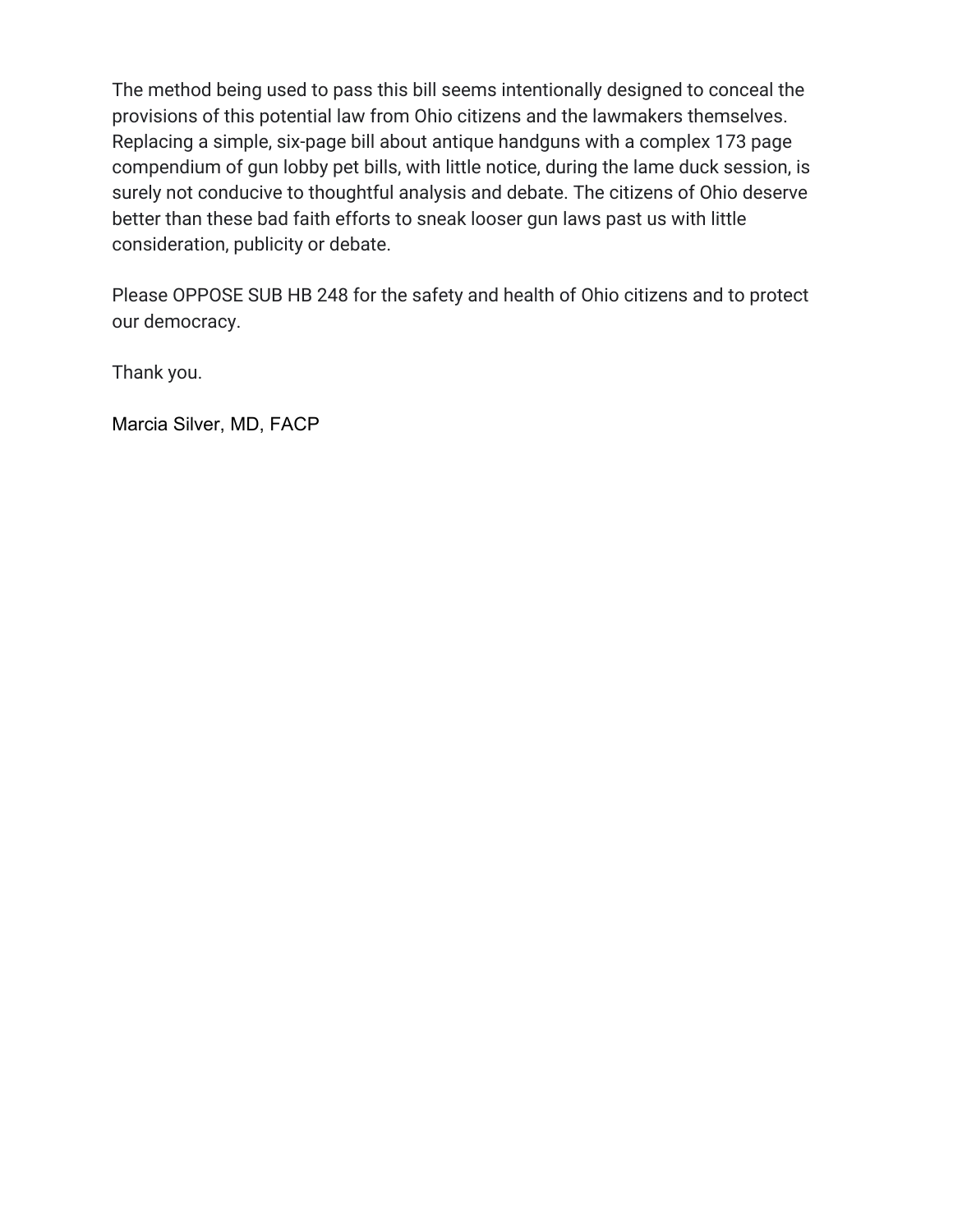The method being used to pass this bill seems intentionally designed to conceal the provisions of this potential law from Ohio citizens and the lawmakers themselves. Replacing a simple, six-page bill about antique handguns with a complex 173 page compendium of gun lobby pet bills, with little notice, during the lame duck session, is surely not conducive to thoughtful analysis and debate. The citizens of Ohio deserve better than these bad faith efforts to sneak looser gun laws past us with little consideration, publicity or debate.

Please OPPOSE SUB HB 248 for the safety and health of Ohio citizens and to protect our democracy.

Thank you.

Marcia Silver, MD, FACP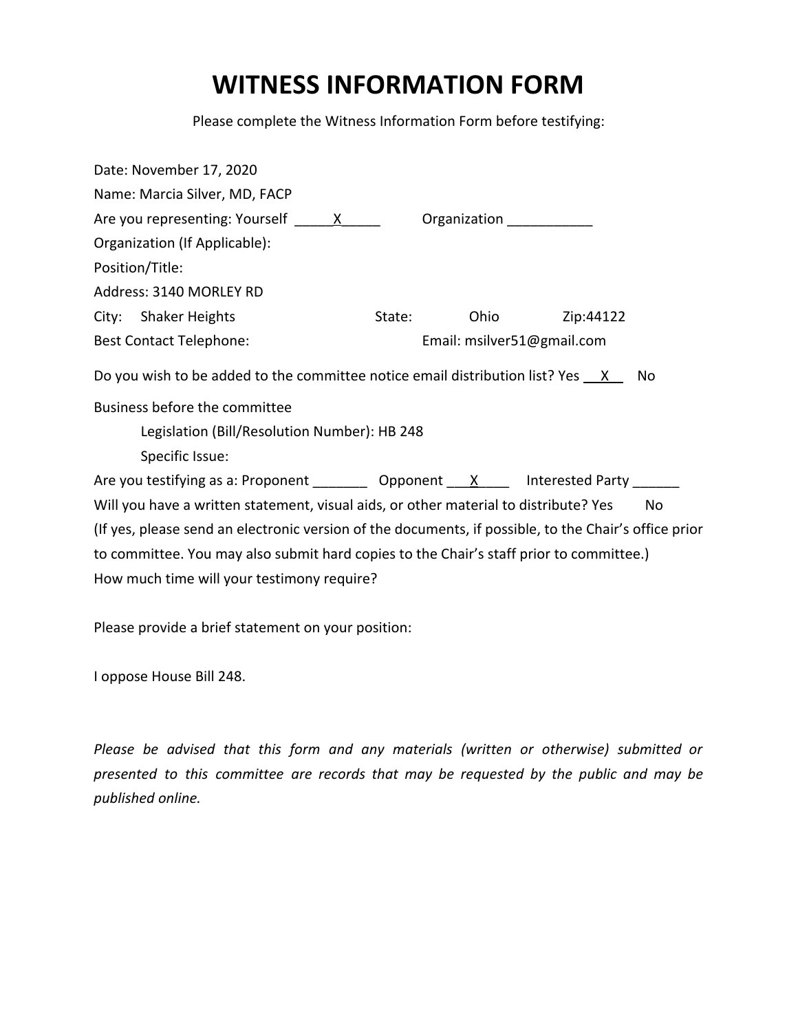# WITNESS INFORMATION FORM

Please complete the Witness Information Form before testifying:

Date: November 17, 2020

Name: Marcia Silver, MD, FACP

Are you representing: Yourself _____X_____ Organization ___________

Organization (If Applicable):

Position/Title:

Address: 3140 MORLEY RD

City: Shaker Heights State: Ohio Zip:44122

Best Contact Telephone: Email: msilver51@gmail.com

Do you wish to be added to the committee notice email distribution list? Yes __X__ No

Business before the committee

Legislation (Bill/Resolution Number): HB 248

Specific Issue:

Are you testifying as a: Proponent _______ Opponent ___X____ Interested Party ______

Will you have a written statement, visual aids, or other material to distribute? Yes No

(If yes, please send an electronic version of the documents, if possible, to the Chair's office prior to committee. You may also submit hard copies to the Chair's staff prior to committee.)

How much time will your testimony require?

Please provide a brief statement on your position:

I oppose House Bill 248.

*Please be advised that this form and any materials (written or otherwise) submitted or presented to this committee are records that may be requested by the public and may be published online.*